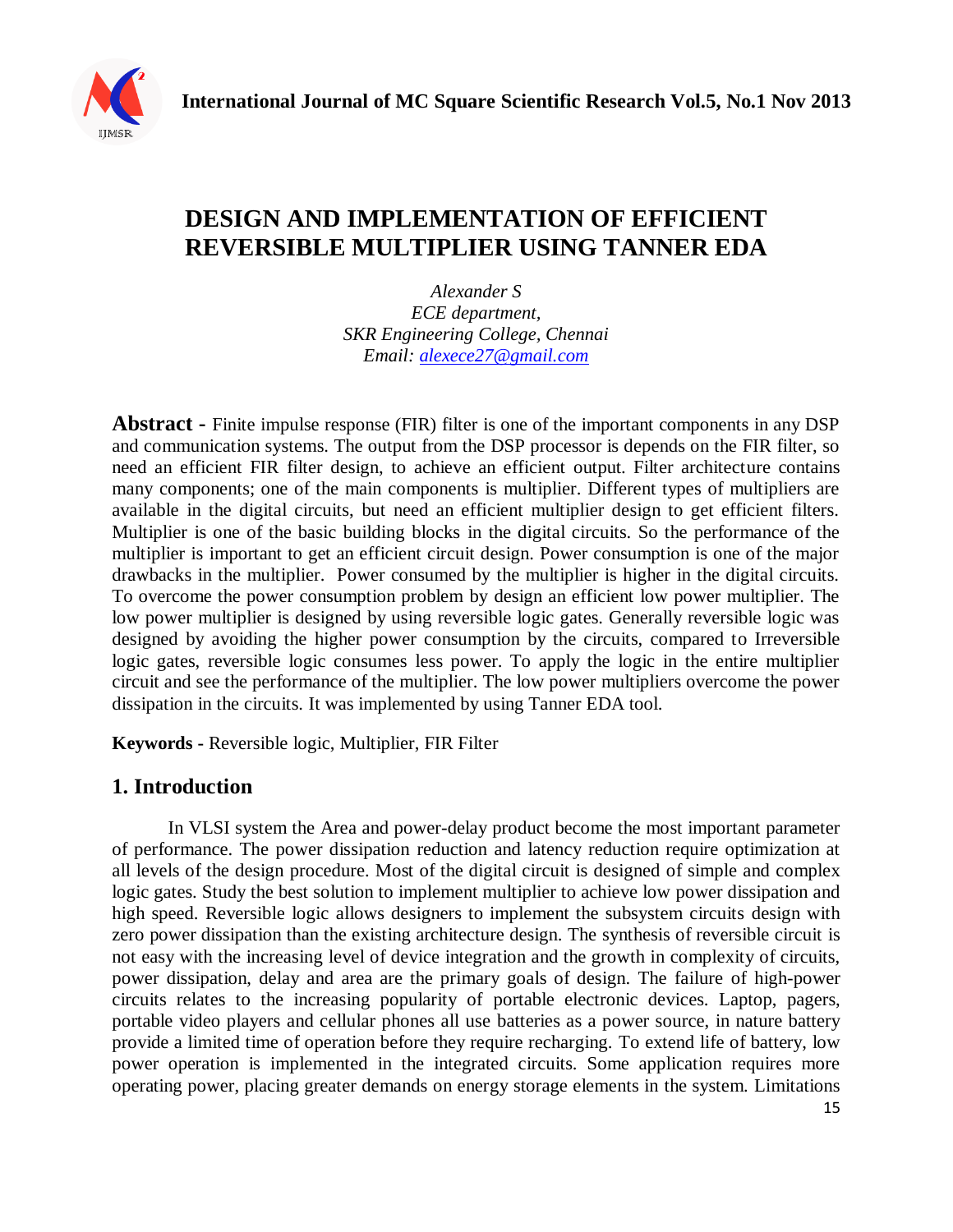# DESIGN AND IMPLEMENTATION OF EFFICIENT REVERSIBLE MULTIPLIER USING TANNER EDA

*Alexander S*
*ECE department,*
*SKR Engineering College, Chennai*
*Email: alexece27@gmail.com*

**Abstract -** Finite impulse response (FIR) filter is one of the important components in any DSP and communication systems. The output from the DSP processor is depends on the FIR filter, so need an efficient FIR filter design, to achieve an efficient output. Filter architecture contains many components; one of the main components is multiplier. Different types of multipliers are available in the digital circuits, but need an efficient multiplier design to get efficient filters. Multiplier is one of the basic building blocks in the digital circuits. So the performance of the multiplier is important to get an efficient circuit design. Power consumption is one of the major drawbacks in the multiplier. Power consumed by the multiplier is higher in the digital circuits. To overcome the power consumption problem by design an efficient low power multiplier. The low power multiplier is designed by using reversible logic gates. Generally reversible logic was designed by avoiding the higher power consumption by the circuits, compared to Irreversible logic gates, reversible logic consumes less power. To apply the logic in the entire multiplier circuit and see the performance of the multiplier. The low power multipliers overcome the power dissipation in the circuits. It was implemented by using Tanner EDA tool.

**Keywords -** Reversible logic, Multiplier, FIR Filter

## 1. Introduction

In VLSI system the Area and power-delay product become the most important parameter of performance. The power dissipation reduction and latency reduction require optimization at all levels of the design procedure. Most of the digital circuit is designed of simple and complex logic gates. Study the best solution to implement multiplier to achieve low power dissipation and high speed. Reversible logic allows designers to implement the subsystem circuits design with zero power dissipation than the existing architecture design. The synthesis of reversible circuit is not easy with the increasing level of device integration and the growth in complexity of circuits, power dissipation, delay and area are the primary goals of design. The failure of high-power circuits relates to the increasing popularity of portable electronic devices. Laptop, pagers, portable video players and cellular phones all use batteries as a power source, in nature battery provide a limited time of operation before they require recharging. To extend life of battery, low power operation is implemented in the integrated circuits. Some application requires more operating power, placing greater demands on energy storage elements in the system. Limitations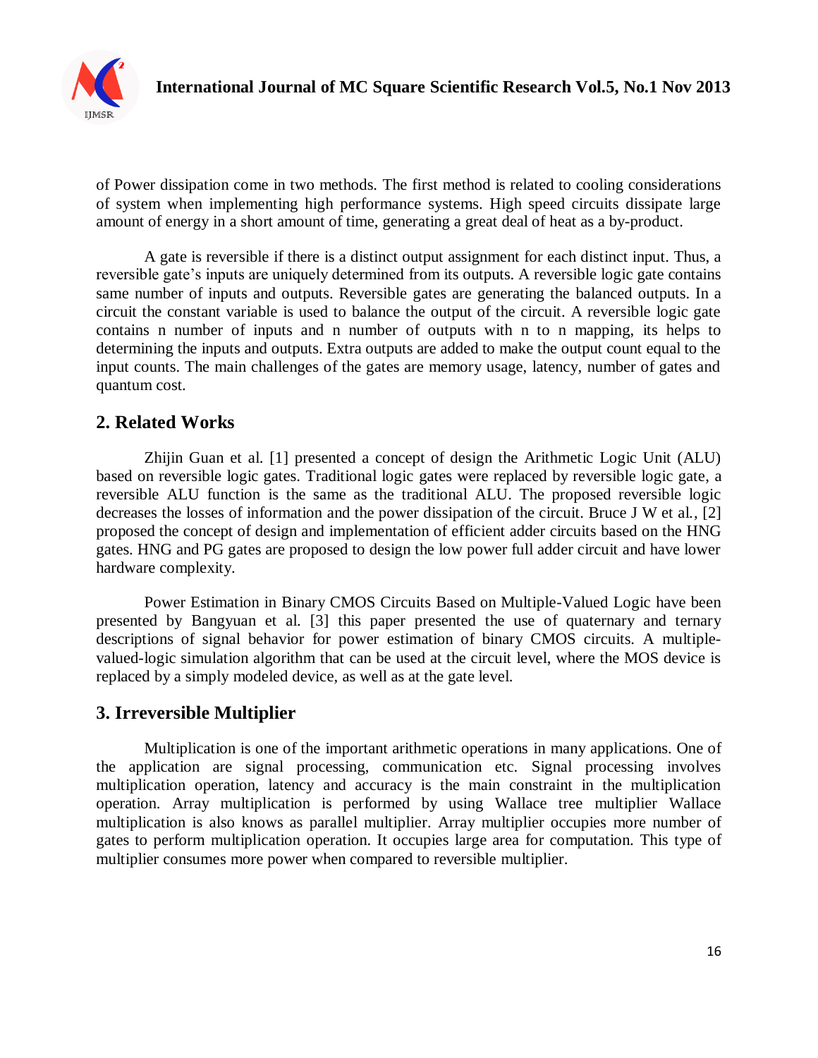of Power dissipation come in two methods. The first method is related to cooling considerations of system when implementing high performance systems. High speed circuits dissipate large amount of energy in a short amount of time, generating a great deal of heat as a by-product.

A gate is reversible if there is a distinct output assignment for each distinct input. Thus, a reversible gate's inputs are uniquely determined from its outputs. A reversible logic gate contains same number of inputs and outputs. Reversible gates are generating the balanced outputs. In a circuit the constant variable is used to balance the output of the circuit. A reversible logic gate contains n number of inputs and n number of outputs with n to n mapping, its helps to determining the inputs and outputs. Extra outputs are added to make the output count equal to the input counts. The main challenges of the gates are memory usage, latency, number of gates and quantum cost.

## 2. Related Works

Zhijin Guan et al. [1] presented a concept of design the Arithmetic Logic Unit (ALU) based on reversible logic gates. Traditional logic gates were replaced by reversible logic gate, a reversible ALU function is the same as the traditional ALU. The proposed reversible logic decreases the losses of information and the power dissipation of the circuit. Bruce J W et al., [2] proposed the concept of design and implementation of efficient adder circuits based on the HNG gates. HNG and PG gates are proposed to design the low power full adder circuit and have lower hardware complexity.

Power Estimation in Binary CMOS Circuits Based on Multiple-Valued Logic have been presented by Bangyuan et al. [3] this paper presented the use of quaternary and ternary descriptions of signal behavior for power estimation of binary CMOS circuits. A multiple-valued-logic simulation algorithm that can be used at the circuit level, where the MOS device is replaced by a simply modeled device, as well as at the gate level.

## 3. Irreversible Multiplier

Multiplication is one of the important arithmetic operations in many applications. One of the application are signal processing, communication etc. Signal processing involves multiplication operation, latency and accuracy is the main constraint in the multiplication operation. Array multiplication is performed by using Wallace tree multiplier Wallace multiplication is also knows as parallel multiplier. Array multiplier occupies more number of gates to perform multiplication operation. It occupies large area for computation. This type of multiplier consumes more power when compared to reversible multiplier.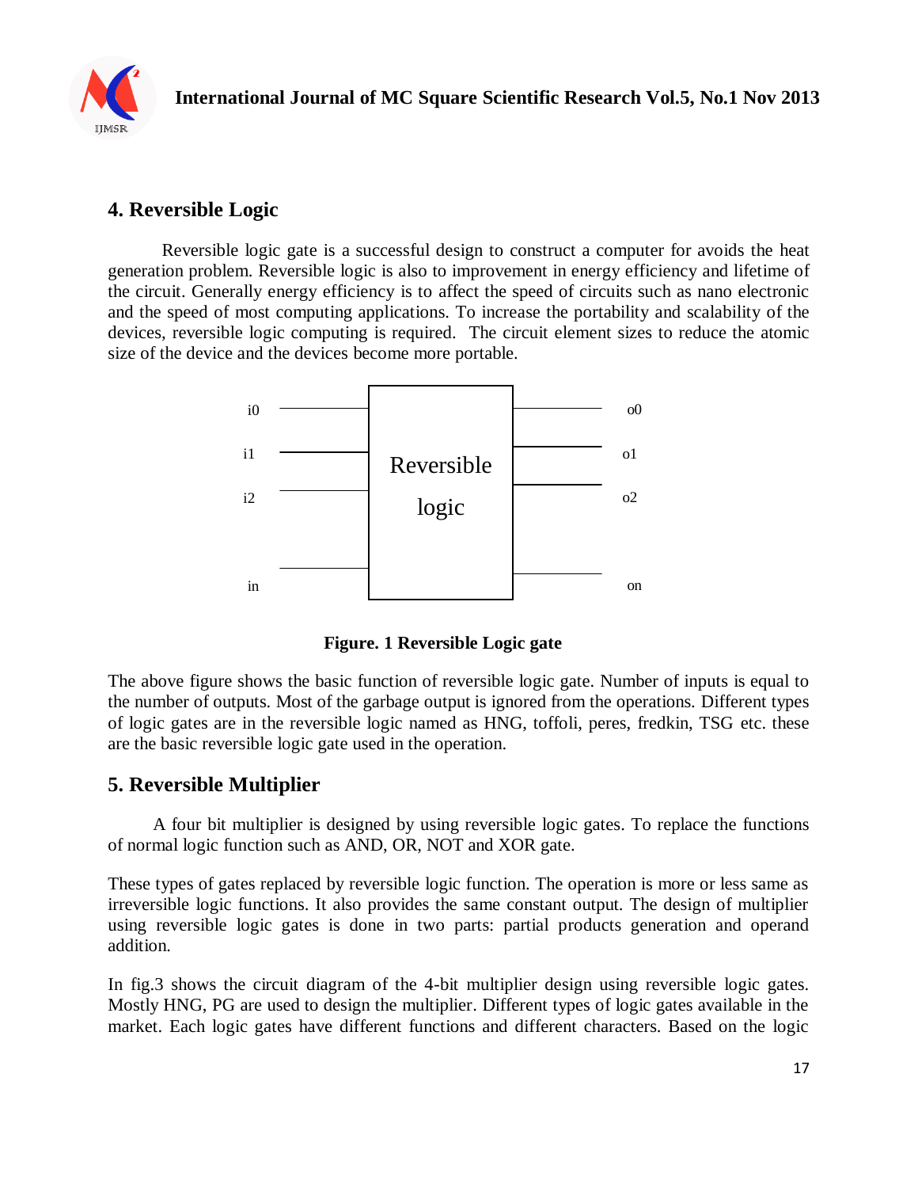## 4. Reversible Logic

Reversible logic gate is a successful design to construct a computer for avoids the heat generation problem. Reversible logic is also to improvement in energy efficiency and lifetime of the circuit. Generally energy efficiency is to affect the speed of circuits such as nano electronic and the speed of most computing applications. To increase the portability and scalability of the devices, reversible logic computing is required. The circuit element sizes to reduce the atomic size of the device and the devices become more portable.

**Figure. 1 Reversible Logic gate**

The above figure shows the basic function of reversible logic gate. Number of inputs is equal to the number of outputs. Most of the garbage output is ignored from the operations. Different types of logic gates are in the reversible logic named as HNG, toffoli, peres, fredkin, TSG etc. these are the basic reversible logic gate used in the operation.

## 5. Reversible Multiplier

A four bit multiplier is designed by using reversible logic gates. To replace the functions of normal logic function such as AND, OR, NOT and XOR gate.

These types of gates replaced by reversible logic function. The operation is more or less same as irreversible logic functions. It also provides the same constant output. The design of multiplier using reversible logic gates is done in two parts: partial products generation and operand addition.

In fig.3 shows the circuit diagram of the 4-bit multiplier design using reversible logic gates. Mostly HNG, PG are used to design the multiplier. Different types of logic gates available in the market. Each logic gates have different functions and different characters. Based on the logic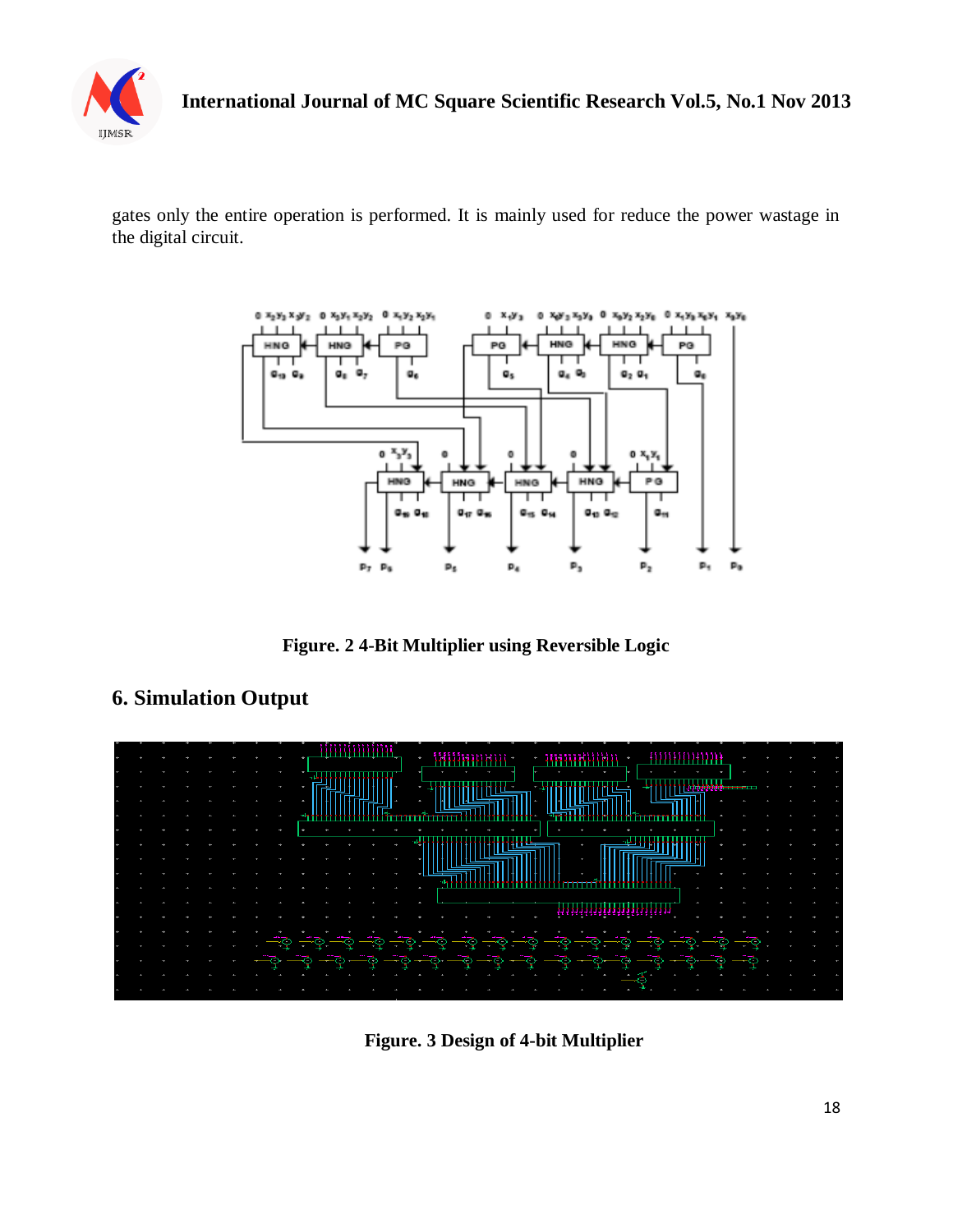gates only the entire operation is performed. It is mainly used for reduce the power wastage in the digital circuit.

**Figure. 2 4-Bit Multiplier using Reversible Logic**

## 6. Simulation Output

**Figure. 3 Design of 4-bit Multiplier**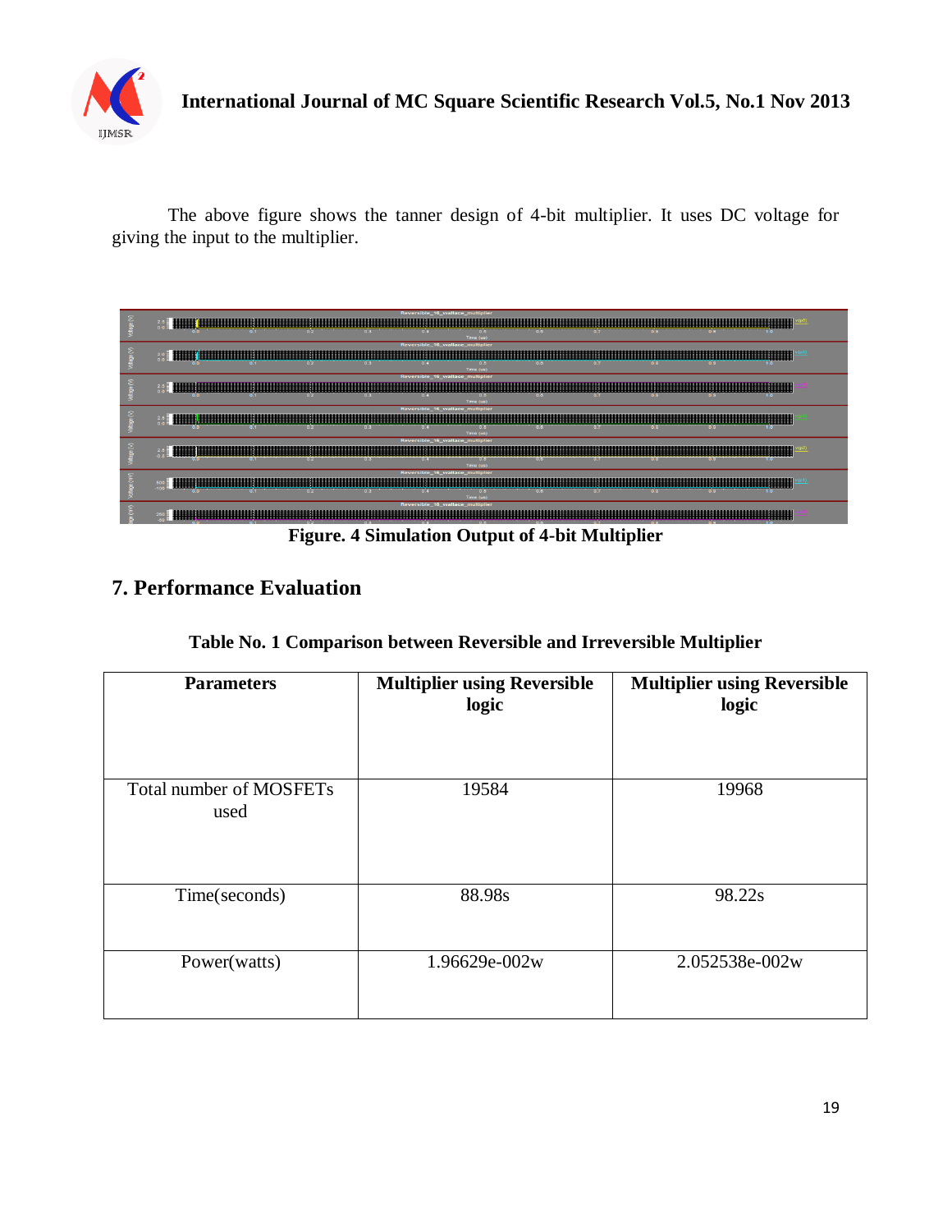The above figure shows the tanner design of 4-bit multiplier. It uses DC voltage for giving the input to the multiplier.

**Figure. 4 Simulation Output of 4-bit Multiplier**

## 7. Performance Evaluation

**Table No. 1 Comparison between Reversible and Irreversible Multiplier**

| Parameters | Multiplier using Reversible logic | Multiplier using Reversible logic |
| --- | --- | --- |
| Total number of MOSFETs used | 19584 | 19968 |
| Time(seconds) | 88.98s | 98.22s |
| Power(watts) | 1.96629e-002w | 2.052538e-002w |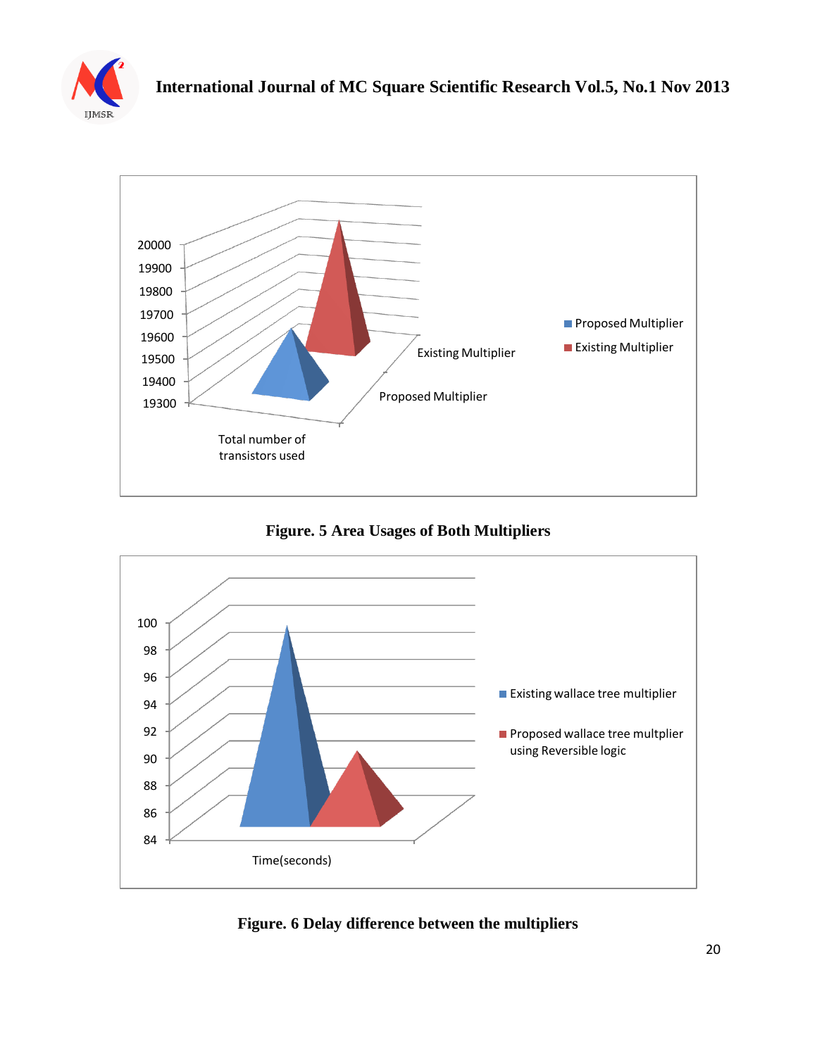Figure. 5 Area Usages of Both Multipliers

Figure. 6 Delay difference between the multipliers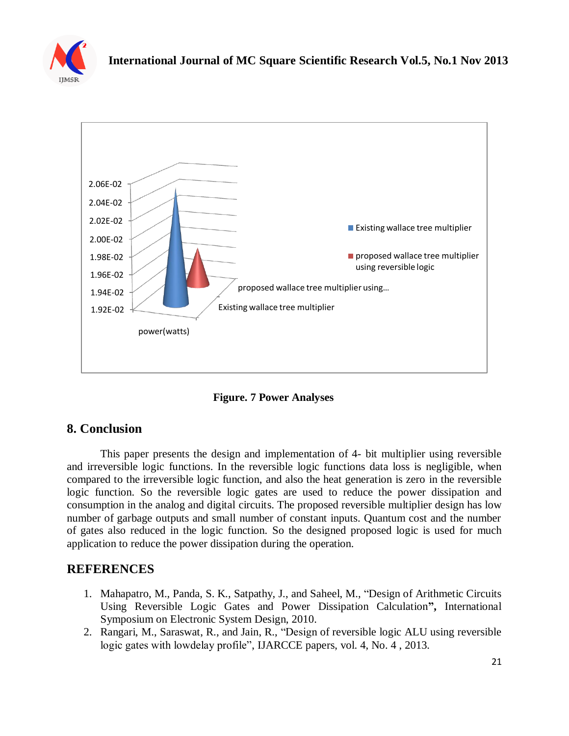Figure. 7 Power Analyses

## 8. Conclusion

This paper presents the design and implementation of 4- bit multiplier using reversible and irreversible logic functions. In the reversible logic functions data loss is negligible, when compared to the irreversible logic function, and also the heat generation is zero in the reversible logic function. So the reversible logic gates are used to reduce the power dissipation and consumption in the analog and digital circuits. The proposed reversible multiplier design has low number of garbage outputs and small number of constant inputs. Quantum cost and the number of gates also reduced in the logic function. So the designed proposed logic is used for much application to reduce the power dissipation during the operation.

## REFERENCES

1. Mahapatro, M., Panda, S. K., Satpathy, J., and Saheel, M., "Design of Arithmetic Circuits Using Reversible Logic Gates and Power Dissipation Calculation", International Symposium on Electronic System Design, 2010.
2. Rangari, M., Saraswat, R., and Jain, R., "Design of reversible logic ALU using reversible logic gates with lowdelay profile", IJARCCE papers, vol. 4, No. 4 , 2013.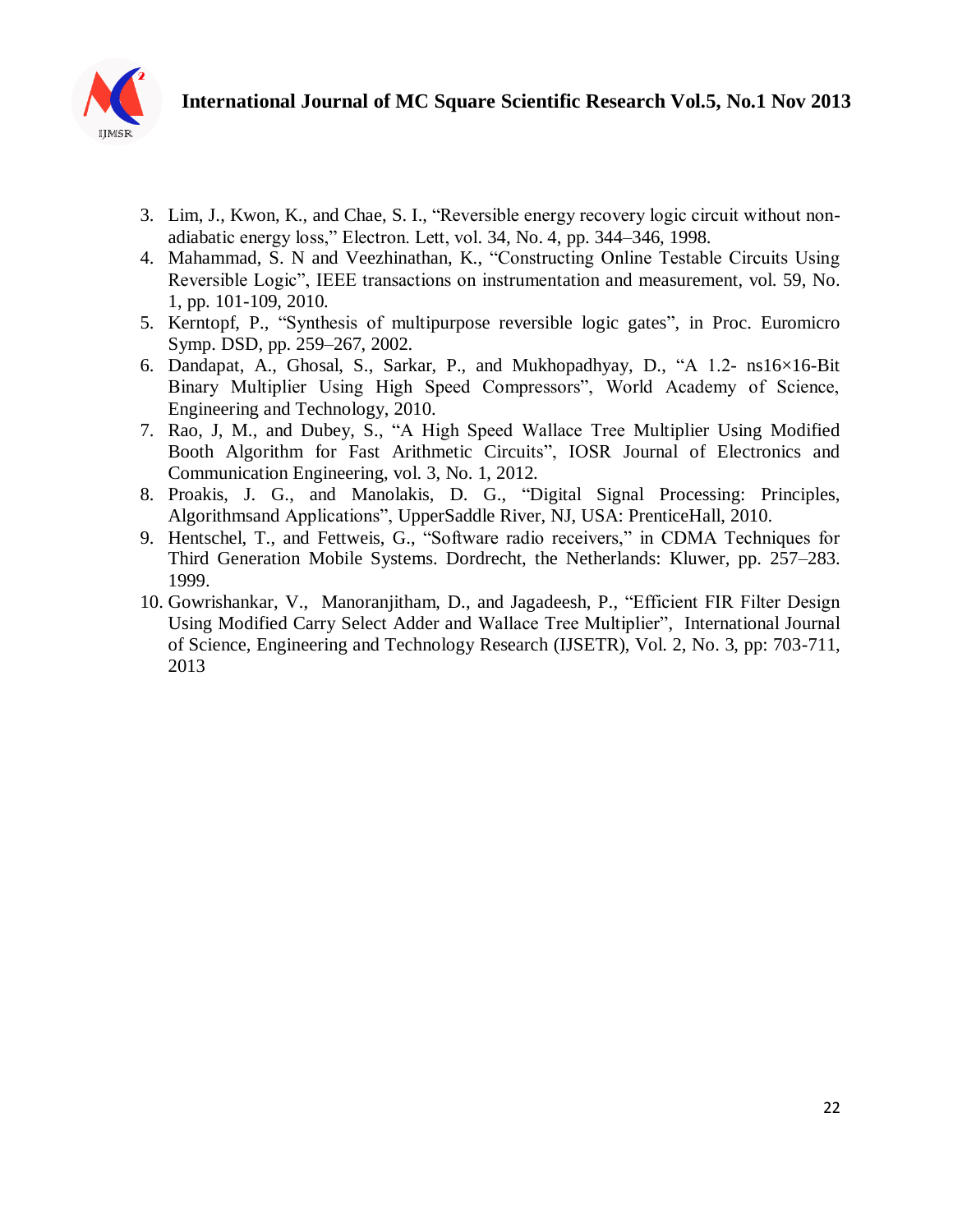3. Lim, J., Kwon, K., and Chae, S. I., "Reversible energy recovery logic circuit without non-adiabatic energy loss," Electron. Lett, vol. 34, No. 4, pp. 344–346, 1998.
4. Mahammad, S. N and Veezhinathan, K., "Constructing Online Testable Circuits Using Reversible Logic", IEEE transactions on instrumentation and measurement, vol. 59, No. 1, pp. 101-109, 2010.
5. Kerntopf, P., "Synthesis of multipurpose reversible logic gates", in Proc. Euromicro Symp. DSD, pp. 259–267, 2002.
6. Dandapat, A., Ghosal, S., Sarkar, P., and Mukhopadhyay, D., "A 1.2- ns16×16-Bit Binary Multiplier Using High Speed Compressors", World Academy of Science, Engineering and Technology, 2010.
7. Rao, J, M., and Dubey, S., "A High Speed Wallace Tree Multiplier Using Modified Booth Algorithm for Fast Arithmetic Circuits", IOSR Journal of Electronics and Communication Engineering, vol. 3, No. 1, 2012.
8. Proakis, J. G., and Manolakis, D. G., "Digital Signal Processing: Principles, Algorithmsand Applications", UpperSaddle River, NJ, USA: PrenticeHall, 2010.
9. Hentschel, T., and Fettweis, G., "Software radio receivers," in CDMA Techniques for Third Generation Mobile Systems. Dordrecht, the Netherlands: Kluwer, pp. 257–283. 1999.
10. Gowrishankar, V., Manoranjitham, D., and Jagadeesh, P., "Efficient FIR Filter Design Using Modified Carry Select Adder and Wallace Tree Multiplier", International Journal of Science, Engineering and Technology Research (IJSETR), Vol. 2, No. 3, pp: 703-711, 2013